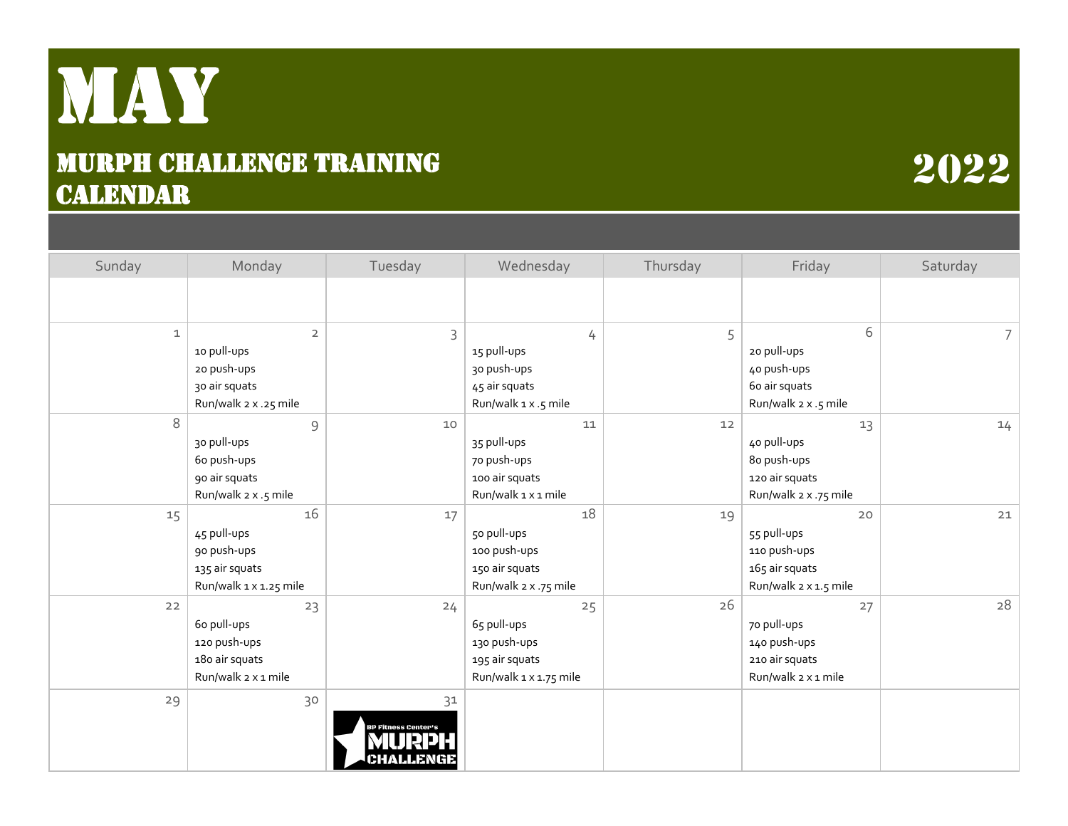# MAY

## MURPH CHALLENGE TRAINING CALENDAR

## 2022

| Sunday | Monday | Tuesday | Wednesday | Thursday | Friday | Saturday |
|---|---|---|---|---|---|---|
| | | | | | | |
| 1 | 2<br>10 pull-ups<br>20 push-ups<br>30 air squats<br>Run/walk 2 x .25 mile | 3 | 4<br>15 pull-ups<br>30 push-ups<br>45 air squats<br>Run/walk 1 x .5 mile | 5 | 6<br>20 pull-ups<br>40 push-ups<br>60 air squats<br>Run/walk 2 x .5 mile | 7 |
| 8 | 9<br>30 pull-ups<br>60 push-ups<br>90 air squats<br>Run/walk 2 x .5 mile | 10 | 11<br>35 pull-ups<br>70 push-ups<br>100 air squats<br>Run/walk 1 x 1 mile | 12 | 13<br>40 pull-ups<br>80 push-ups<br>120 air squats<br>Run/walk 2 x .75 mile | 14 |
| 15 | 16<br>45 pull-ups<br>90 push-ups<br>135 air squats<br>Run/walk 1 x 1.25 mile | 17 | 18<br>50 pull-ups<br>100 push-ups<br>150 air squats<br>Run/walk 2 x .75 mile | 19 | 20<br>55 pull-ups<br>110 push-ups<br>165 air squats<br>Run/walk 2 x 1.5 mile | 21 |
| 22 | 23<br>60 pull-ups<br>120 push-ups<br>180 air squats<br>Run/walk 2 x 1 mile | 24 | 25<br>65 pull-ups<br>130 push-ups<br>195 air squats<br>Run/walk 1 x 1.75 mile | 26 | 27<br>70 pull-ups<br>140 push-ups<br>210 air squats<br>Run/walk 2 x 1 mile | 28 |
| 29 | 30 | 31<br>BP Fitness Center's MURPH CHALLENGE | | | | |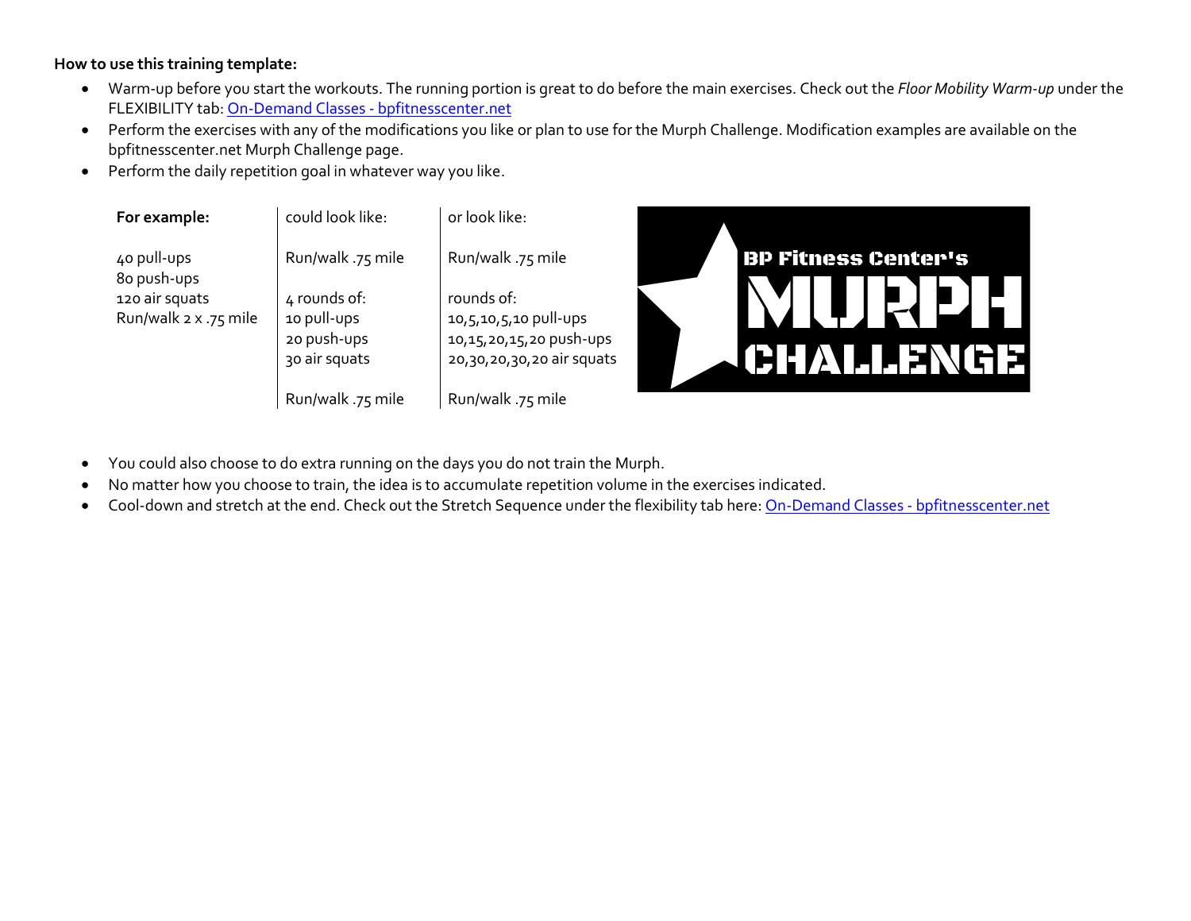**How to use this training template:**

- Warm-up before you start the workouts. The running portion is great to do before the main exercises. Check out the *Floor Mobility Warm-up* under the FLEXIBILITY tab: [On-Demand Classes - bpfitnesscenter.net](On-Demand Classes - bpfitnesscenter.net)
- Perform the exercises with any of the modifications you like or plan to use for the Murph Challenge. Modification examples are available on the bpfitnesscenter.net Murph Challenge page.
- Perform the daily repetition goal in whatever way you like.

| **For example:** | could look like: | or look like: |
|---|---|---|
| 40 pull-ups<br>80 push-ups<br>120 air squats<br>Run/walk 2 x .75 mile | Run/walk .75 mile<br><br>4 rounds of:<br>10 pull-ups<br>20 push-ups<br>30 air squats<br><br>Run/walk .75 mile | Run/walk .75 mile<br><br>rounds of:<br>10,5,10,5,10 pull-ups<br>10,15,20,15,20 push-ups<br>20,30,20,30,20 air squats<br><br>Run/walk .75 mile |

BP Fitness Center's
MURPH
CHALLENGE

- You could also choose to do extra running on the days you do not train the Murph.
- No matter how you choose to train, the idea is to accumulate repetition volume in the exercises indicated.
- Cool-down and stretch at the end. Check out the Stretch Sequence under the flexibility tab here: [On-Demand Classes - bpfitnesscenter.net](On-Demand Classes - bpfitnesscenter.net)